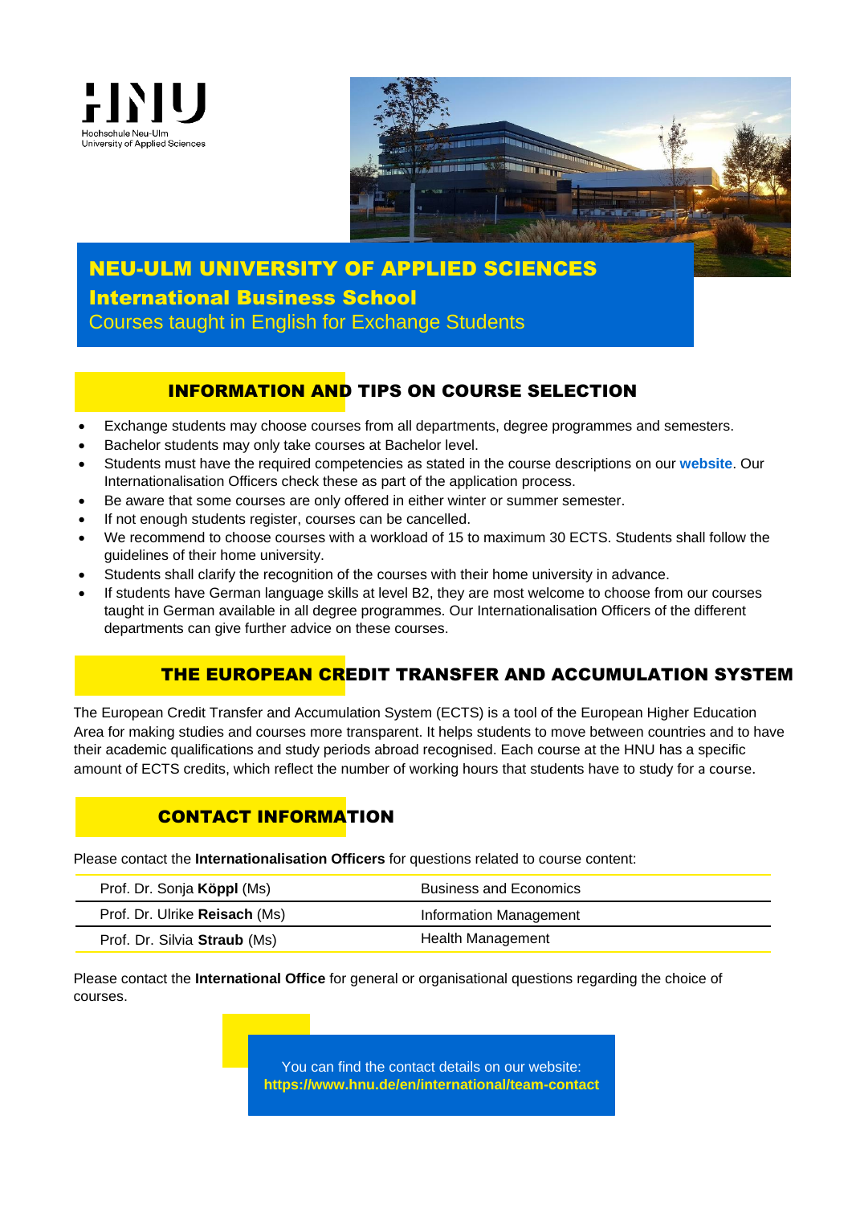HNU
Hochschule Neu-Ulm
University of Applied Sciences

# NEU-ULM UNIVERSITY OF APPLIED SCIENCES

## International Business School

Courses taught in English for Exchange Students

## INFORMATION AND TIPS ON COURSE SELECTION

- Exchange students may choose courses from all departments, degree programmes and semesters.
- Bachelor students may only take courses at Bachelor level.
- Students must have the required competencies as stated in the course descriptions on our **website**. Our Internationalisation Officers check these as part of the application process.
- Be aware that some courses are only offered in either winter or summer semester.
- If not enough students register, courses can be cancelled.
- We recommend to choose courses with a workload of 15 to maximum 30 ECTS. Students shall follow the guidelines of their home university.
- Students shall clarify the recognition of the courses with their home university in advance.
- If students have German language skills at level B2, they are most welcome to choose from our courses taught in German available in all degree programmes. Our Internationalisation Officers of the different departments can give further advice on these courses.

## THE EUROPEAN CREDIT TRANSFER AND ACCUMULATION SYSTEM

The European Credit Transfer and Accumulation System (ECTS) is a tool of the European Higher Education Area for making studies and courses more transparent. It helps students to move between countries and to have their academic qualifications and study periods abroad recognised. Each course at the HNU has a specific amount of ECTS credits, which reflect the number of working hours that students have to study for a course.

## CONTACT INFORMATION

Please contact the **Internationalisation Officers** for questions related to course content:

| | |
|---|---|
| Prof. Dr. Sonja **Köppl** (Ms) | Business and Economics |
| Prof. Dr. Ulrike **Reisach** (Ms) | Information Management |
| Prof. Dr. Silvia **Straub** (Ms) | Health Management |

Please contact the **International Office** for general or organisational questions regarding the choice of courses.

You can find the contact details on our website:
**https://www.hnu.de/en/international/team-contact**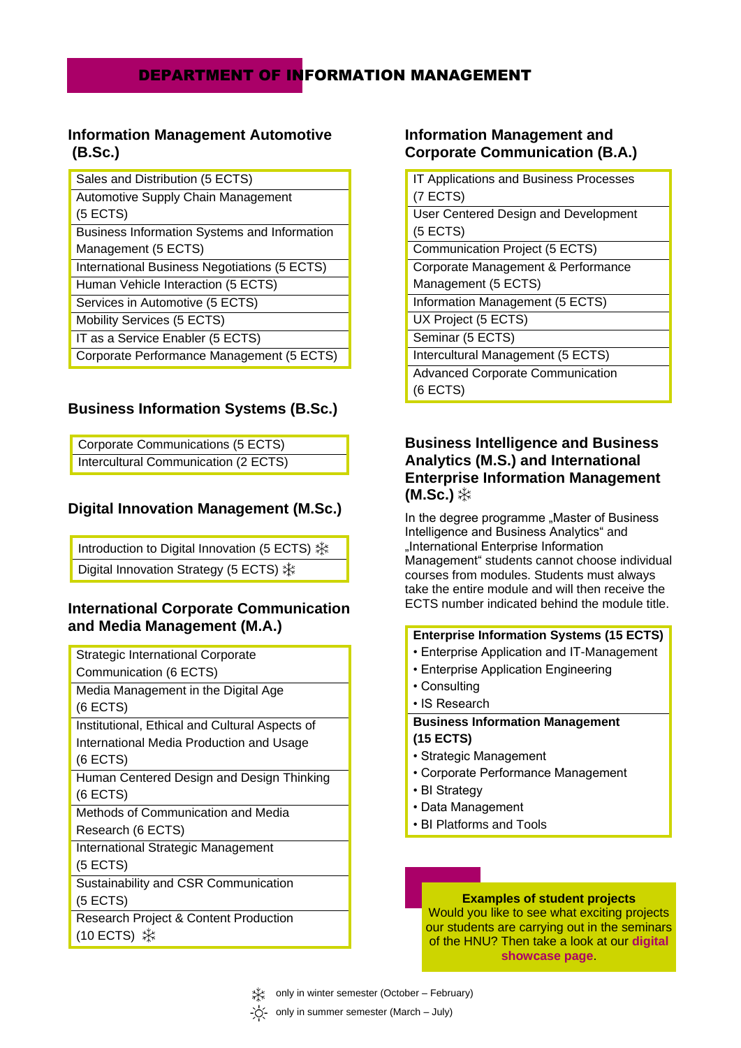# DEPARTMENT OF INFORMATION MANAGEMENT

## Information Management Automotive (B.Sc.)

| |
|---|
| Sales and Distribution (5 ECTS) |
| Automotive Supply Chain Management (5 ECTS) |
| Business Information Systems and Information Management (5 ECTS) |
| International Business Negotiations (5 ECTS) |
| Human Vehicle Interaction (5 ECTS) |
| Services in Automotive (5 ECTS) |
| Mobility Services (5 ECTS) |
| IT as a Service Enabler (5 ECTS) |
| Corporate Performance Management (5 ECTS) |

## Business Information Systems (B.Sc.)

| |
|---|
| Corporate Communications (5 ECTS) |
| Intercultural Communication (2 ECTS) |

## Digital Innovation Management (M.Sc.)

| |
|---|
| Introduction to Digital Innovation (5 ECTS) ❄ |
| Digital Innovation Strategy (5 ECTS) ❄ |

## International Corporate Communication and Media Management (M.A.)

| |
|---|
| Strategic International Corporate Communication (6 ECTS) |
| Media Management in the Digital Age (6 ECTS) |
| Institutional, Ethical and Cultural Aspects of International Media Production and Usage (6 ECTS) |
| Human Centered Design and Design Thinking (6 ECTS) |
| Methods of Communication and Media Research (6 ECTS) |
| International Strategic Management (5 ECTS) |
| Sustainability and CSR Communication (5 ECTS) |
| Research Project & Content Production (10 ECTS) ❄ |

## Information Management and Corporate Communication (B.A.)

| |
|---|
| IT Applications and Business Processes (7 ECTS) |
| User Centered Design and Development (5 ECTS) |
| Communication Project (5 ECTS) |
| Corporate Management & Performance Management (5 ECTS) |
| Information Management (5 ECTS) |
| UX Project (5 ECTS) |
| Seminar (5 ECTS) |
| Intercultural Management (5 ECTS) |
| Advanced Corporate Communication (6 ECTS) |

## Business Intelligence and Business Analytics (M.S.) and International Enterprise Information Management (M.Sc.) ❄

In the degree programme „Master of Business Intelligence and Business Analytics" and „International Enterprise Information Management" students cannot choose individual courses from modules. Students must always take the entire module and will then receive the ECTS number indicated behind the module title.

**Enterprise Information Systems (15 ECTS)**
- Enterprise Application and IT-Management
- Enterprise Application Engineering
- Consulting
- IS Research

**Business Information Management (15 ECTS)**
- Strategic Management
- Corporate Performance Management
- BI Strategy
- Data Management
- BI Platforms and Tools

**Examples of student projects**
Would you like to see what exciting projects our students are carrying out in the seminars of the HNU? Then take a look at our **digital showcase page**.

❄ only in winter semester (October – February)
☼ only in summer semester (March – July)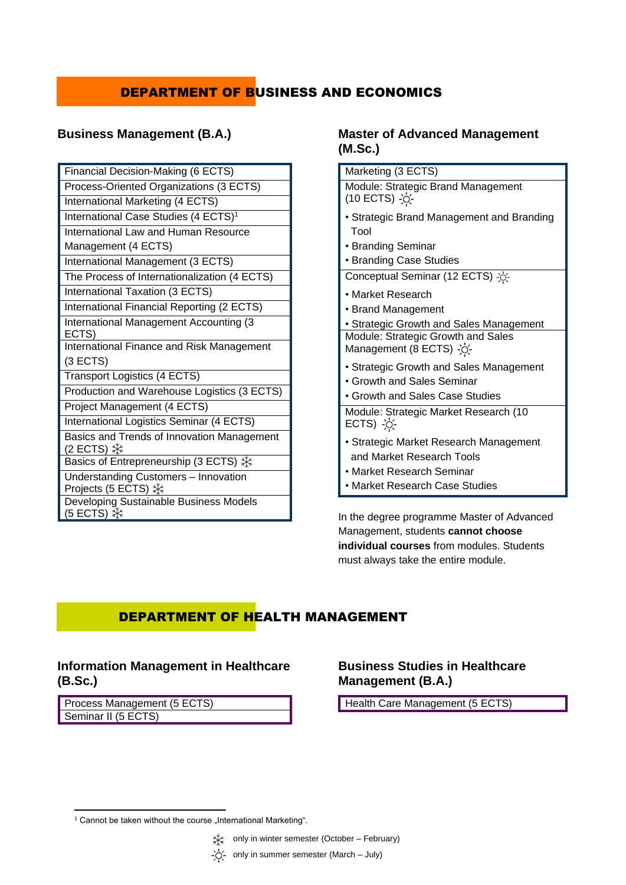## DEPARTMENT OF BUSINESS AND ECONOMICS

### Business Management (B.A.)

| |
|---|
| Financial Decision-Making (6 ECTS) |
| Process-Oriented Organizations (3 ECTS) |
| International Marketing (4 ECTS) |
| International Case Studies (4 ECTS)[1] |
| International Law and Human Resource Management (4 ECTS) |
| International Management (3 ECTS) |
| The Process of Internationalization (4 ECTS) |
| International Taxation (3 ECTS) |
| International Financial Reporting (2 ECTS) |
| International Management Accounting (3 ECTS) |
| International Finance and Risk Management (3 ECTS) |
| Transport Logistics (4 ECTS) |
| Production and Warehouse Logistics (3 ECTS) |
| Project Management (4 ECTS) |
| International Logistics Seminar (4 ECTS) |
| Basics and Trends of Innovation Management (2 ECTS) ❄ |
| Basics of Entrepreneurship (3 ECTS) ❄ |
| Understanding Customers – Innovation Projects (5 ECTS) ❄ |
| Developing Sustainable Business Models (5 ECTS) ❄ |

### Master of Advanced Management (M.Sc.)

| |
|---|
| Marketing (3 ECTS) |
| Module: Strategic Brand Management (10 ECTS) ☼<br>• Strategic Brand Management and Branding Tool<br>• Branding Seminar<br>• Branding Case Studies |
| Conceptual Seminar (12 ECTS) ☼<br>• Market Research<br>• Brand Management<br>• Strategic Growth and Sales Management |
| Module: Strategic Growth and Sales Management (8 ECTS) ☼<br>• Strategic Growth and Sales Management<br>• Growth and Sales Seminar<br>• Growth and Sales Case Studies |
| Module: Strategic Market Research (10 ECTS) ☼<br>• Strategic Market Research Management and Market Research Tools<br>• Market Research Seminar<br>• Market Research Case Studies |

In the degree programme Master of Advanced Management, students **cannot choose individual courses** from modules. Students must always take the entire module.

## DEPARTMENT OF HEALTH MANAGEMENT

### Information Management in Healthcare (B.Sc.)

| |
|---|
| Process Management (5 ECTS) |
| Seminar II (5 ECTS) |

### Business Studies in Healthcare Management (B.A.)

| |
|---|
| Health Care Management (5 ECTS) |

[1] Cannot be taken without the course „International Marketing".

❄ only in winter semester (October – February)

☼ only in summer semester (March – July)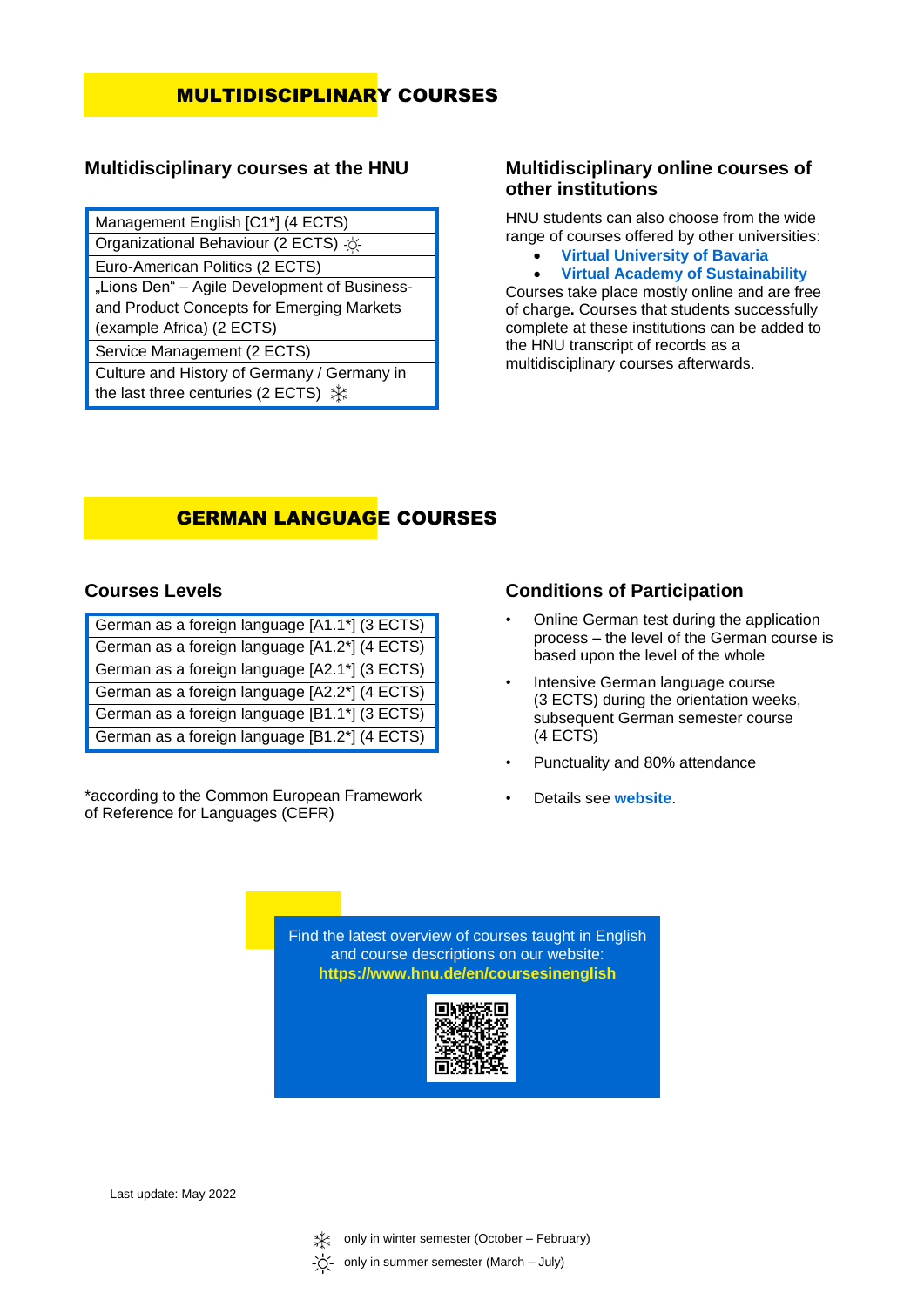# MULTIDISCIPLINARY COURSES

## Multidisciplinary courses at the HNU

| |
|---|
| Management English [C1*] (4 ECTS) |
| Organizational Behaviour (2 ECTS) ☼ |
| Euro-American Politics (2 ECTS) |
| „Lions Den" – Agile Development of Business- and Product Concepts for Emerging Markets (example Africa) (2 ECTS) |
| Service Management (2 ECTS) |
| Culture and History of Germany / Germany in the last three centuries (2 ECTS) ❄ |

## Multidisciplinary online courses of other institutions

HNU students can also choose from the wide range of courses offered by other universities:

- **Virtual University of Bavaria**
- **Virtual Academy of Sustainability**

Courses take place mostly online and are free of charge**.** Courses that students successfully complete at these institutions can be added to the HNU transcript of records as a multidisciplinary courses afterwards.

# GERMAN LANGUAGE COURSES

## Courses Levels

| |
|---|
| German as a foreign language [A1.1*] (3 ECTS) |
| German as a foreign language [A1.2*] (4 ECTS) |
| German as a foreign language [A2.1*] (3 ECTS) |
| German as a foreign language [A2.2*] (4 ECTS) |
| German as a foreign language [B1.1*] (3 ECTS) |
| German as a foreign language [B1.2*] (4 ECTS) |

*according to the Common European Framework of Reference for Languages (CEFR)

## Conditions of Participation

- Online German test during the application process – the level of the German course is based upon the level of the whole
- Intensive German language course (3 ECTS) during the orientation weeks, subsequent German semester course (4 ECTS)
- Punctuality and 80% attendance
- Details see **website**.

Find the latest overview of courses taught in English and course descriptions on our website:
**https://www.hnu.de/en/coursesinenglish**

Last update: May 2022

❄ only in winter semester (October – February)

☼ only in summer semester (March – July)